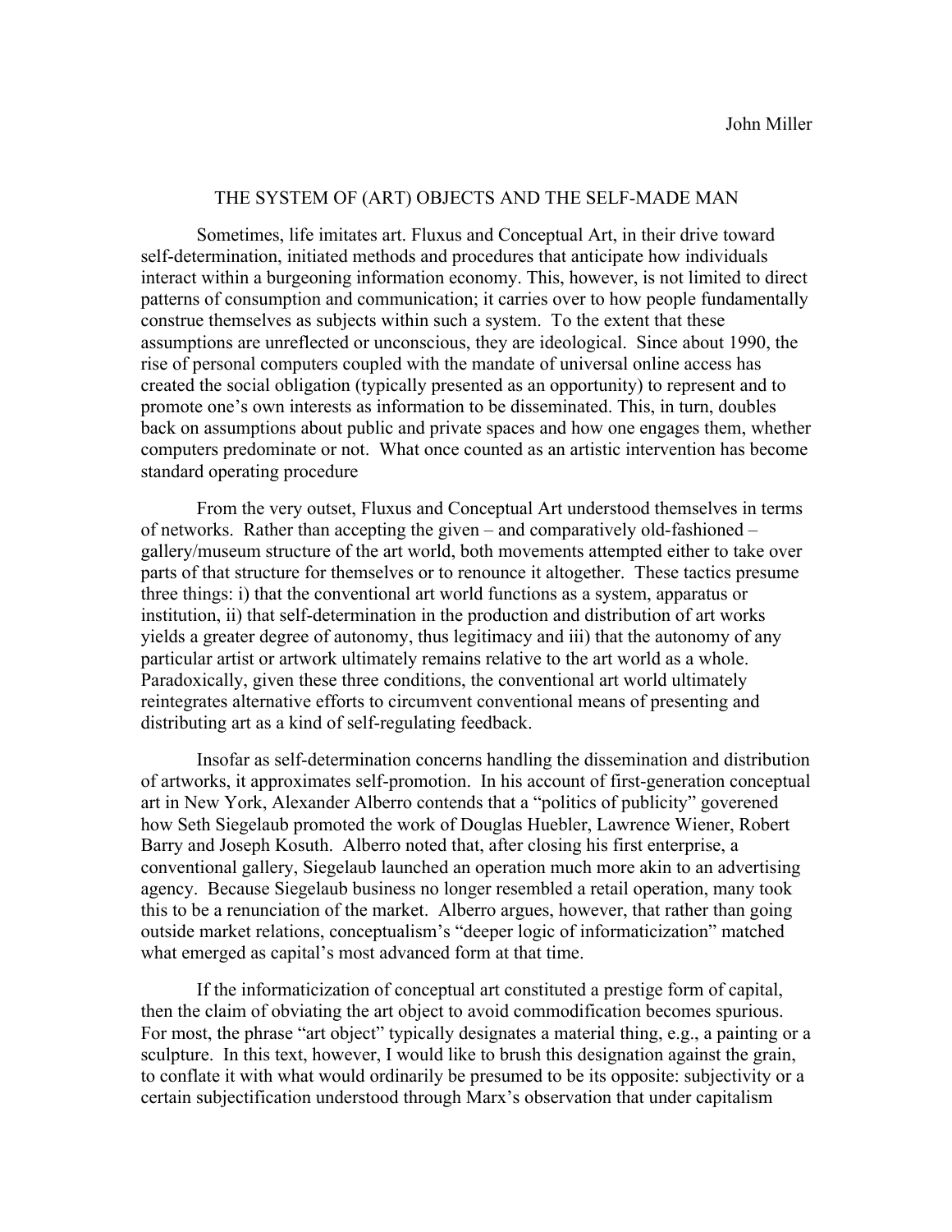John Miller

# THE SYSTEM OF (ART) OBJECTS AND THE SELF-MADE MAN

Sometimes, life imitates art. Fluxus and Conceptual Art, in their drive toward self-determination, initiated methods and procedures that anticipate how individuals interact within a burgeoning information economy. This, however, is not limited to direct patterns of consumption and communication; it carries over to how people fundamentally construe themselves as subjects within such a system. To the extent that these assumptions are unreflected or unconscious, they are ideological. Since about 1990, the rise of personal computers coupled with the mandate of universal online access has created the social obligation (typically presented as an opportunity) to represent and to promote one's own interests as information to be disseminated. This, in turn, doubles back on assumptions about public and private spaces and how one engages them, whether computers predominate or not. What once counted as an artistic intervention has become standard operating procedure

From the very outset, Fluxus and Conceptual Art understood themselves in terms of networks. Rather than accepting the given – and comparatively old-fashioned – gallery/museum structure of the art world, both movements attempted either to take over parts of that structure for themselves or to renounce it altogether. These tactics presume three things: i) that the conventional art world functions as a system, apparatus or institution, ii) that self-determination in the production and distribution of art works yields a greater degree of autonomy, thus legitimacy and iii) that the autonomy of any particular artist or artwork ultimately remains relative to the art world as a whole. Paradoxically, given these three conditions, the conventional art world ultimately reintegrates alternative efforts to circumvent conventional means of presenting and distributing art as a kind of self-regulating feedback.

Insofar as self-determination concerns handling the dissemination and distribution of artworks, it approximates self-promotion. In his account of first-generation conceptual art in New York, Alexander Alberro contends that a "politics of publicity" governed how Seth Siegelaub promoted the work of Douglas Huebler, Lawrence Wiener, Robert Barry and Joseph Kosuth. Alberro noted that, after closing his first enterprise, a conventional gallery, Siegelaub launched an operation much more akin to an advertising agency. Because Siegelaub business no longer resembled a retail operation, many took this to be a renunciation of the market. Alberro argues, however, that rather than going outside market relations, conceptualism's "deeper logic of informaticization" matched what emerged as capital's most advanced form at that time.

If the informaticization of conceptual art constituted a prestige form of capital, then the claim of obviating the art object to avoid commodification becomes spurious. For most, the phrase "art object" typically designates a material thing, e.g., a painting or a sculpture. In this text, however, I would like to brush this designation against the grain, to conflate it with what would ordinarily be presumed to be its opposite: subjectivity or a certain subjectification understood through Marx's observation that under capitalism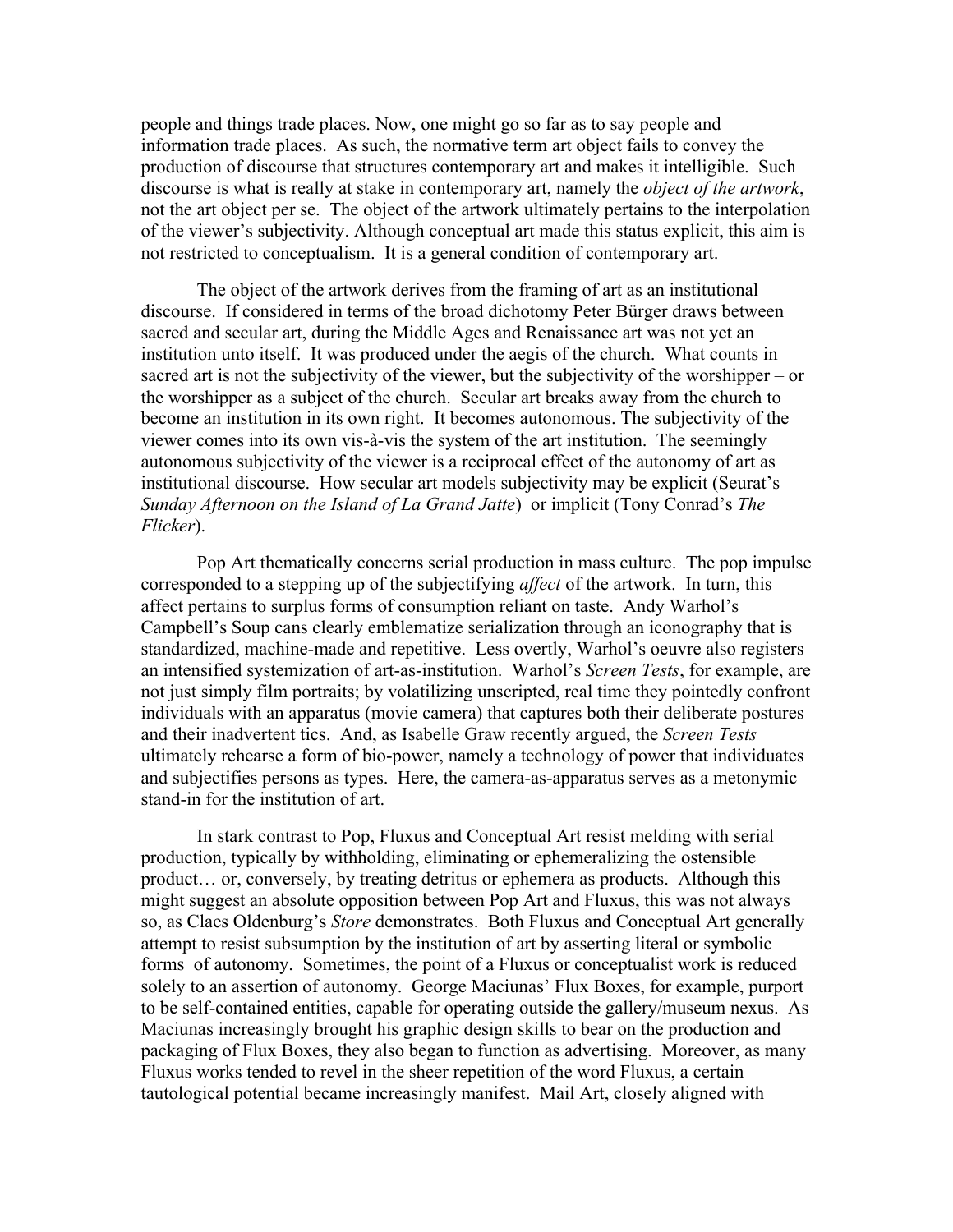people and things trade places. Now, one might go so far as to say people and information trade places. As such, the normative term art object fails to convey the production of discourse that structures contemporary art and makes it intelligible. Such discourse is what is really at stake in contemporary art, namely the *object of the artwork*, not the art object per se. The object of the artwork ultimately pertains to the interpolation of the viewer's subjectivity. Although conceptual art made this status explicit, this aim is not restricted to conceptualism. It is a general condition of contemporary art.

The object of the artwork derives from the framing of art as an institutional discourse. If considered in terms of the broad dichotomy Peter Bürger draws between sacred and secular art, during the Middle Ages and Renaissance art was not yet an institution unto itself. It was produced under the aegis of the church. What counts in sacred art is not the subjectivity of the viewer, but the subjectivity of the worshipper – or the worshipper as a subject of the church. Secular art breaks away from the church to become an institution in its own right. It becomes autonomous. The subjectivity of the viewer comes into its own vis-à-vis the system of the art institution. The seemingly autonomous subjectivity of the viewer is a reciprocal effect of the autonomy of art as institutional discourse. How secular art models subjectivity may be explicit (Seurat's *Sunday Afternoon on the Island of La Grand Jatte*) or implicit (Tony Conrad's *The Flicker*).

Pop Art thematically concerns serial production in mass culture. The pop impulse corresponded to a stepping up of the subjectifying *affect* of the artwork. In turn, this affect pertains to surplus forms of consumption reliant on taste. Andy Warhol's Campbell's Soup cans clearly emblematize serialization through an iconography that is standardized, machine-made and repetitive. Less overtly, Warhol's oeuvre also registers an intensified systemization of art-as-institution. Warhol's *Screen Tests*, for example, are not just simply film portraits; by volatilizing unscripted, real time they pointedly confront individuals with an apparatus (movie camera) that captures both their deliberate postures and their inadvertent tics. And, as Isabelle Graw recently argued, the *Screen Tests* ultimately rehearse a form of bio-power, namely a technology of power that individuates and subjectifies persons as types. Here, the camera-as-apparatus serves as a metonymic stand-in for the institution of art.

In stark contrast to Pop, Fluxus and Conceptual Art resist melding with serial production, typically by withholding, eliminating or ephemeralizing the ostensible product… or, conversely, by treating detritus or ephemera as products. Although this might suggest an absolute opposition between Pop Art and Fluxus, this was not always so, as Claes Oldenburg's *Store* demonstrates. Both Fluxus and Conceptual Art generally attempt to resist subsumption by the institution of art by asserting literal or symbolic forms of autonomy. Sometimes, the point of a Fluxus or conceptualist work is reduced solely to an assertion of autonomy. George Maciunas' Flux Boxes, for example, purport to be self-contained entities, capable for operating outside the gallery/museum nexus. As Maciunas increasingly brought his graphic design skills to bear on the production and packaging of Flux Boxes, they also began to function as advertising. Moreover, as many Fluxus works tended to revel in the sheer repetition of the word Fluxus, a certain tautological potential became increasingly manifest. Mail Art, closely aligned with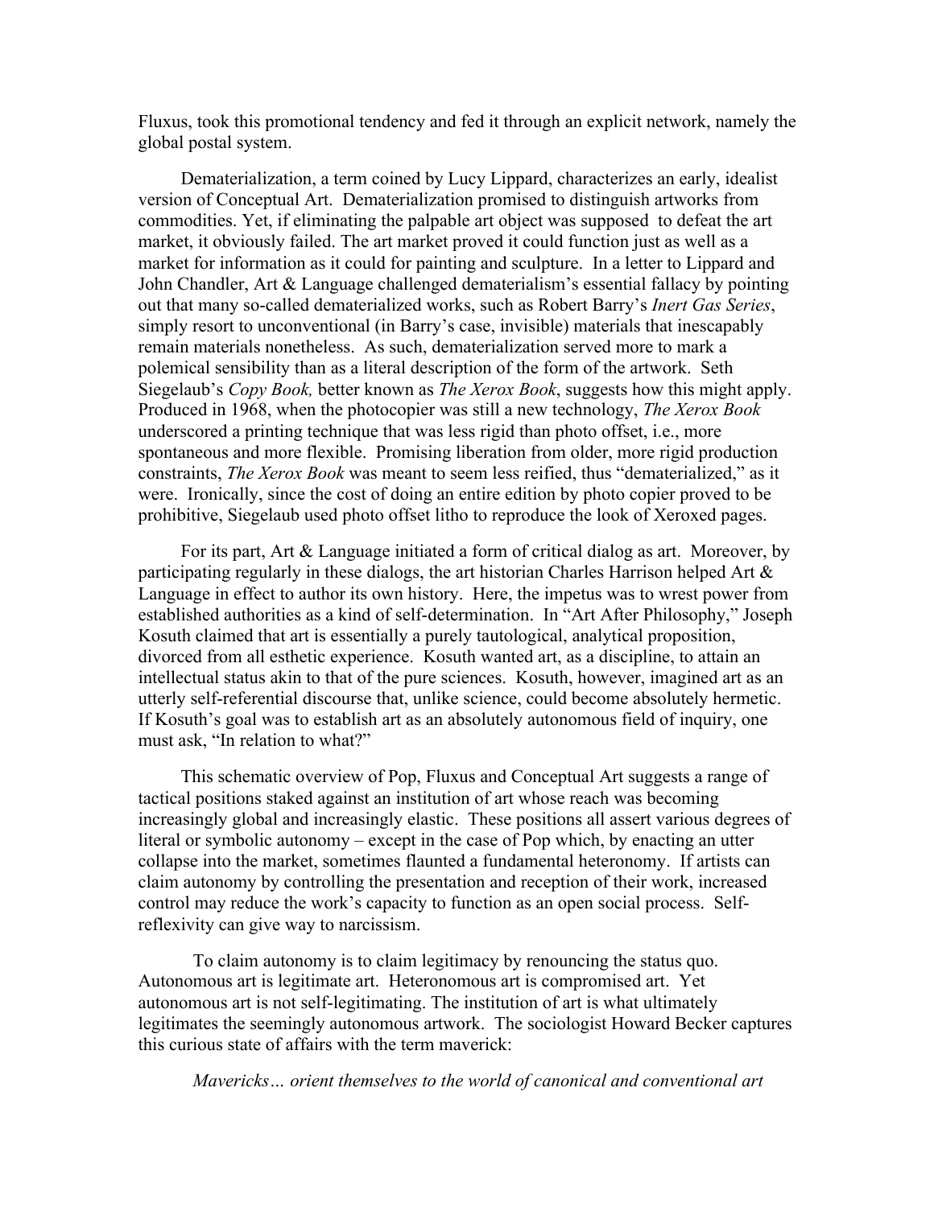Fluxus, took this promotional tendency and fed it through an explicit network, namely the global postal system.

Dematerialization, a term coined by Lucy Lippard, characterizes an early, idealist version of Conceptual Art. Dematerialization promised to distinguish artworks from commodities. Yet, if eliminating the palpable art object was supposed to defeat the art market, it obviously failed. The art market proved it could function just as well as a market for information as it could for painting and sculpture. In a letter to Lippard and John Chandler, Art & Language challenged dematerialism's essential fallacy by pointing out that many so-called dematerialized works, such as Robert Barry's *Inert Gas Series*, simply resort to unconventional (in Barry's case, invisible) materials that inescapably remain materials nonetheless. As such, dematerialization served more to mark a polemical sensibility than as a literal description of the form of the artwork. Seth Siegelaub's *Copy Book,* better known as *The Xerox Book*, suggests how this might apply. Produced in 1968, when the photocopier was still a new technology, *The Xerox Book* underscored a printing technique that was less rigid than photo offset, i.e., more spontaneous and more flexible. Promising liberation from older, more rigid production constraints, *The Xerox Book* was meant to seem less reified, thus "dematerialized," as it were. Ironically, since the cost of doing an entire edition by photo copier proved to be prohibitive, Siegelaub used photo offset litho to reproduce the look of Xeroxed pages.

For its part, Art & Language initiated a form of critical dialog as art. Moreover, by participating regularly in these dialogs, the art historian Charles Harrison helped Art & Language in effect to author its own history. Here, the impetus was to wrest power from established authorities as a kind of self-determination. In "Art After Philosophy," Joseph Kosuth claimed that art is essentially a purely tautological, analytical proposition, divorced from all esthetic experience. Kosuth wanted art, as a discipline, to attain an intellectual status akin to that of the pure sciences. Kosuth, however, imagined art as an utterly self-referential discourse that, unlike science, could become absolutely hermetic. If Kosuth's goal was to establish art as an absolutely autonomous field of inquiry, one must ask, "In relation to what?"

This schematic overview of Pop, Fluxus and Conceptual Art suggests a range of tactical positions staked against an institution of art whose reach was becoming increasingly global and increasingly elastic. These positions all assert various degrees of literal or symbolic autonomy – except in the case of Pop which, by enacting an utter collapse into the market, sometimes flaunted a fundamental heteronomy. If artists can claim autonomy by controlling the presentation and reception of their work, increased control may reduce the work's capacity to function as an open social process. Self-reflexivity can give way to narcissism.

To claim autonomy is to claim legitimacy by renouncing the status quo. Autonomous art is legitimate art. Heteronomous art is compromised art. Yet autonomous art is not self-legitimating. The institution of art is what ultimately legitimates the seemingly autonomous artwork. The sociologist Howard Becker captures this curious state of affairs with the term maverick:

> *Mavericks… orient themselves to the world of canonical and conventional art*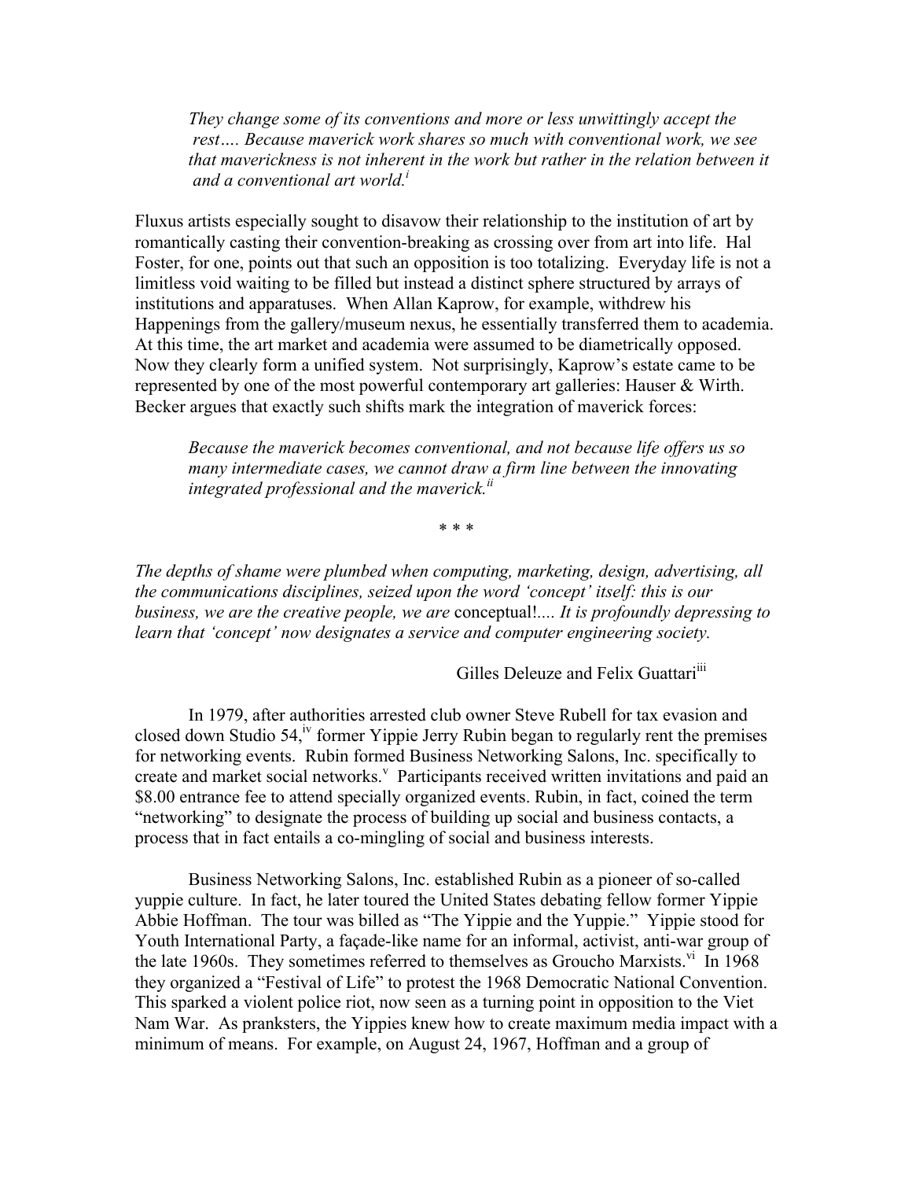> *They change some of its conventions and more or less unwittingly accept the rest…. Because maverick work shares so much with conventional work, we see that maverickness is not inherent in the work but rather in the relation between it and a conventional art world.*[i]

Fluxus artists especially sought to disavow their relationship to the institution of art by romantically casting their convention-breaking as crossing over from art into life. Hal Foster, for one, points out that such an opposition is too totalizing. Everyday life is not a limitless void waiting to be filled but instead a distinct sphere structured by arrays of institutions and apparatuses. When Allan Kaprow, for example, withdrew his Happenings from the gallery/museum nexus, he essentially transferred them to academia. At this time, the art market and academia were assumed to be diametrically opposed. Now they clearly form a unified system. Not surprisingly, Kaprow's estate came to be represented by one of the most powerful contemporary art galleries: Hauser & Wirth. Becker argues that exactly such shifts mark the integration of maverick forces:

> *Because the maverick becomes conventional, and not because life offers us so many intermediate cases, we cannot draw a firm line between the innovating integrated professional and the maverick.*[ii]

\* \* \*

*The depths of shame were plumbed when computing, marketing, design, advertising, all the communications disciplines, seized upon the word 'concept' itself: this is our business, we are the creative people, we are* conceptual!*.... It is profoundly depressing to learn that 'concept' now designates a service and computer engineering society.*

Gilles Deleuze and Felix Guattari[iii]

In 1979, after authorities arrested club owner Steve Rubell for tax evasion and closed down Studio 54,[iv] former Yippie Jerry Rubin began to regularly rent the premises for networking events. Rubin formed Business Networking Salons, Inc. specifically to create and market social networks.[v] Participants received written invitations and paid an $8.00 entrance fee to attend specially organized events. Rubin, in fact, coined the term "networking" to designate the process of building up social and business contacts, a process that in fact entails a co-mingling of social and business interests.

Business Networking Salons, Inc. established Rubin as a pioneer of so-called yuppie culture. In fact, he later toured the United States debating fellow former Yippie Abbie Hoffman. The tour was billed as "The Yippie and the Yuppie." Yippie stood for Youth International Party, a façade-like name for an informal, activist, anti-war group of the late 1960s. They sometimes referred to themselves as Groucho Marxists.[vi] In 1968 they organized a "Festival of Life" to protest the 1968 Democratic National Convention. This sparked a violent police riot, now seen as a turning point in opposition to the Viet Nam War. As pranksters, the Yippies knew how to create maximum media impact with a minimum of means. For example, on August 24, 1967, Hoffman and a group of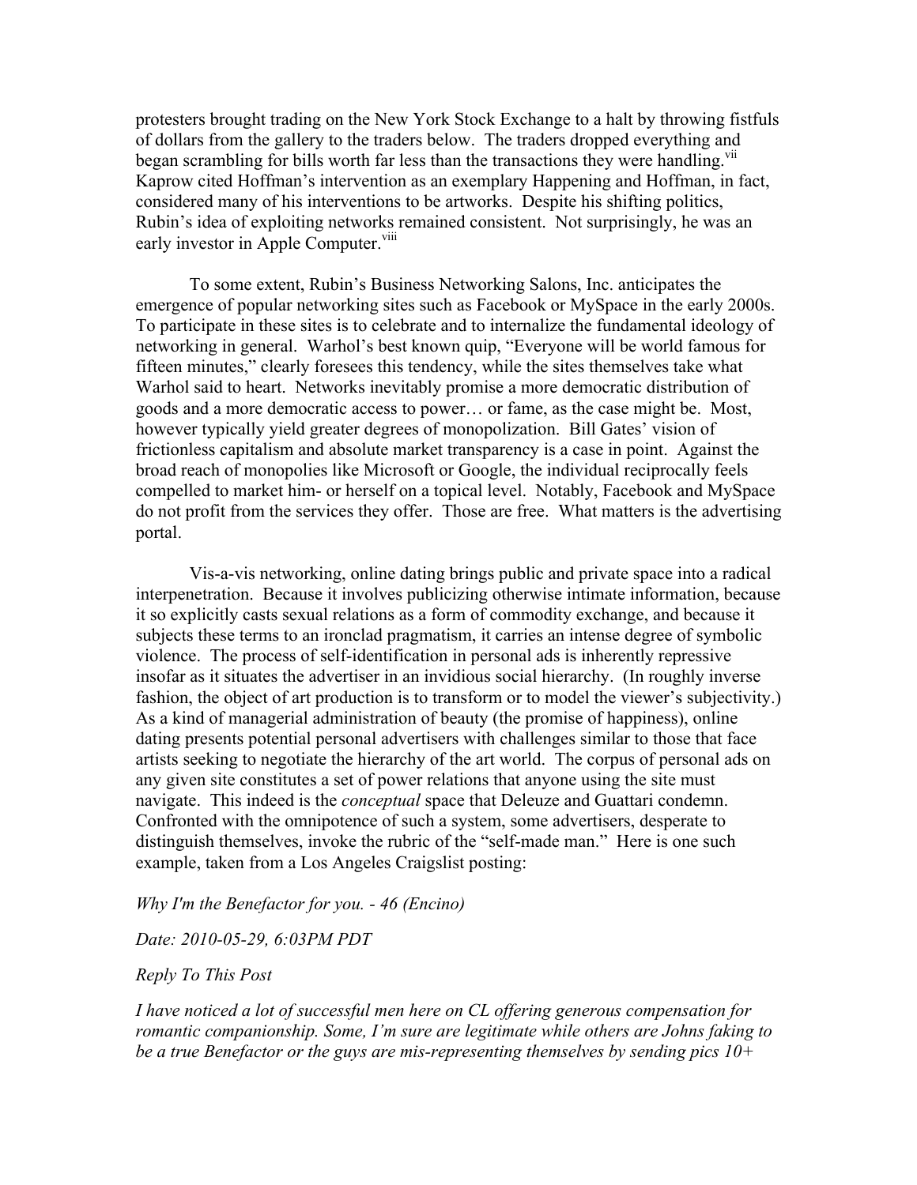protesters brought trading on the New York Stock Exchange to a halt by throwing fistfuls of dollars from the gallery to the traders below. The traders dropped everything and began scrambling for bills worth far less than the transactions they were handling.[vii] Kaprow cited Hoffman's intervention as an exemplary Happening and Hoffman, in fact, considered many of his interventions to be artworks. Despite his shifting politics, Rubin's idea of exploiting networks remained consistent. Not surprisingly, he was an early investor in Apple Computer.[viii]

To some extent, Rubin's Business Networking Salons, Inc. anticipates the emergence of popular networking sites such as Facebook or MySpace in the early 2000s. To participate in these sites is to celebrate and to internalize the fundamental ideology of networking in general. Warhol's best known quip, "Everyone will be world famous for fifteen minutes," clearly foresees this tendency, while the sites themselves take what Warhol said to heart. Networks inevitably promise a more democratic distribution of goods and a more democratic access to power… or fame, as the case might be. Most, however typically yield greater degrees of monopolization. Bill Gates' vision of frictionless capitalism and absolute market transparency is a case in point. Against the broad reach of monopolies like Microsoft or Google, the individual reciprocally feels compelled to market him- or herself on a topical level. Notably, Facebook and MySpace do not profit from the services they offer. Those are free. What matters is the advertising portal.

Vis-a-vis networking, online dating brings public and private space into a radical interpenetration. Because it involves publicizing otherwise intimate information, because it so explicitly casts sexual relations as a form of commodity exchange, and because it subjects these terms to an ironclad pragmatism, it carries an intense degree of symbolic violence. The process of self-identification in personal ads is inherently repressive insofar as it situates the advertiser in an invidious social hierarchy. (In roughly inverse fashion, the object of art production is to transform or to model the viewer's subjectivity.) As a kind of managerial administration of beauty (the promise of happiness), online dating presents potential personal advertisers with challenges similar to those that face artists seeking to negotiate the hierarchy of the art world. The corpus of personal ads on any given site constitutes a set of power relations that anyone using the site must navigate. This indeed is the *conceptual* space that Deleuze and Guattari condemn. Confronted with the omnipotence of such a system, some advertisers, desperate to distinguish themselves, invoke the rubric of the "self-made man." Here is one such example, taken from a Los Angeles Craigslist posting:

*Why I'm the Benefactor for you. - 46 (Encino)*

*Date: 2010-05-29, 6:03PM PDT*

*Reply To This Post*

*I have noticed a lot of successful men here on CL offering generous compensation for romantic companionship. Some, I'm sure are legitimate while others are Johns faking to be a true Benefactor or the guys are mis-representing themselves by sending pics 10+*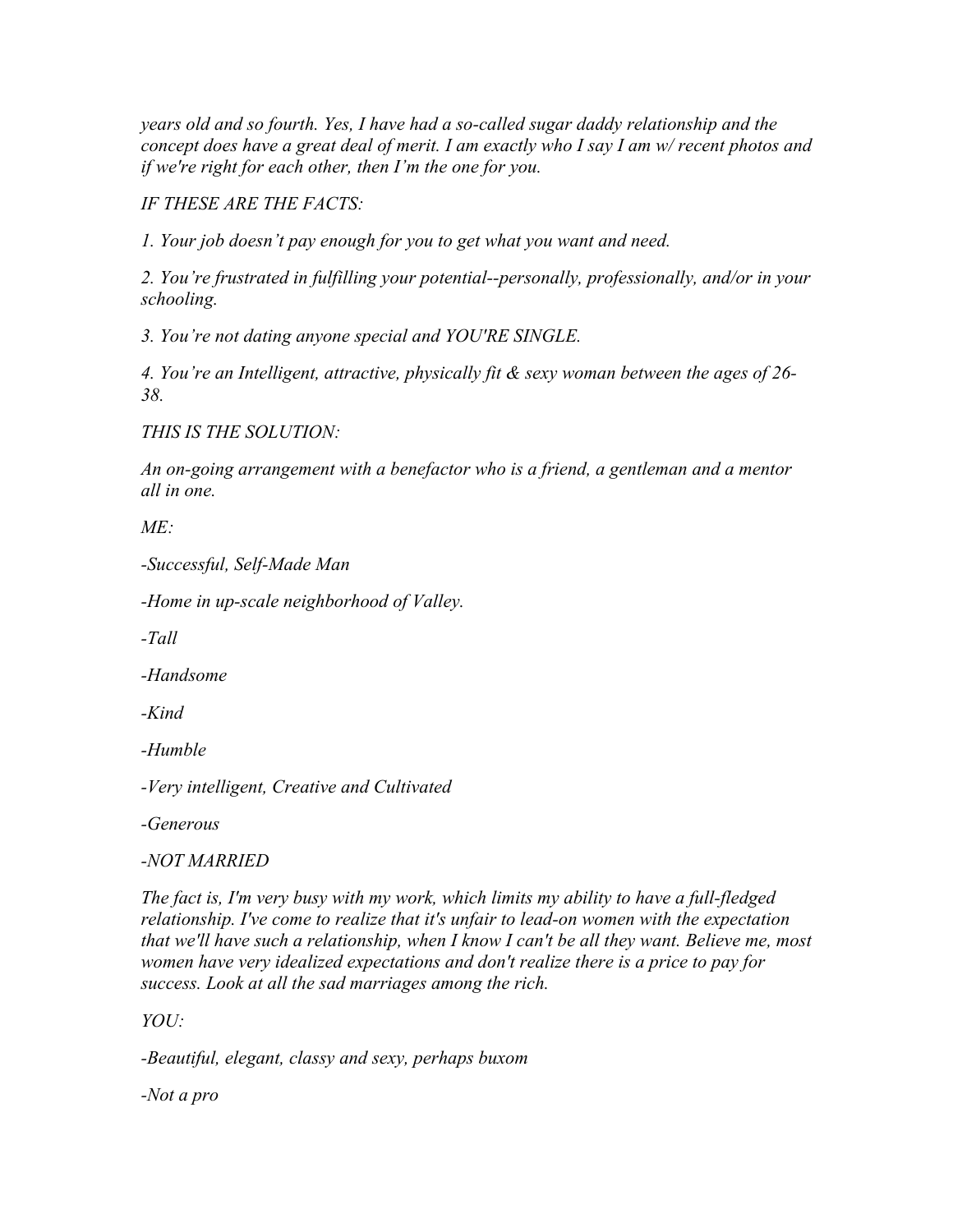*years old and so fourth. Yes, I have had a so-called sugar daddy relationship and the concept does have a great deal of merit. I am exactly who I say I am w/ recent photos and if we're right for each other, then I'm the one for you.*

*IF THESE ARE THE FACTS:*

*1. Your job doesn't pay enough for you to get what you want and need.*

*2. You're frustrated in fulfilling your potential--personally, professionally, and/or in your schooling.*

*3. You're not dating anyone special and YOU'RE SINGLE.*

*4. You're an Intelligent, attractive, physically fit & sexy woman between the ages of 26-38.*

*THIS IS THE SOLUTION:*

*An on-going arrangement with a benefactor who is a friend, a gentleman and a mentor all in one.*

*ME:*

*-Successful, Self-Made Man*

*-Home in up-scale neighborhood of Valley.*

*-Tall*

*-Handsome*

*-Kind*

*-Humble*

*-Very intelligent, Creative and Cultivated*

*-Generous*

*-NOT MARRIED*

*The fact is, I'm very busy with my work, which limits my ability to have a full-fledged relationship. I've come to realize that it's unfair to lead-on women with the expectation that we'll have such a relationship, when I know I can't be all they want. Believe me, most women have very idealized expectations and don't realize there is a price to pay for success. Look at all the sad marriages among the rich.*

*YOU:*

*-Beautiful, elegant, classy and sexy, perhaps buxom*

*-Not a pro*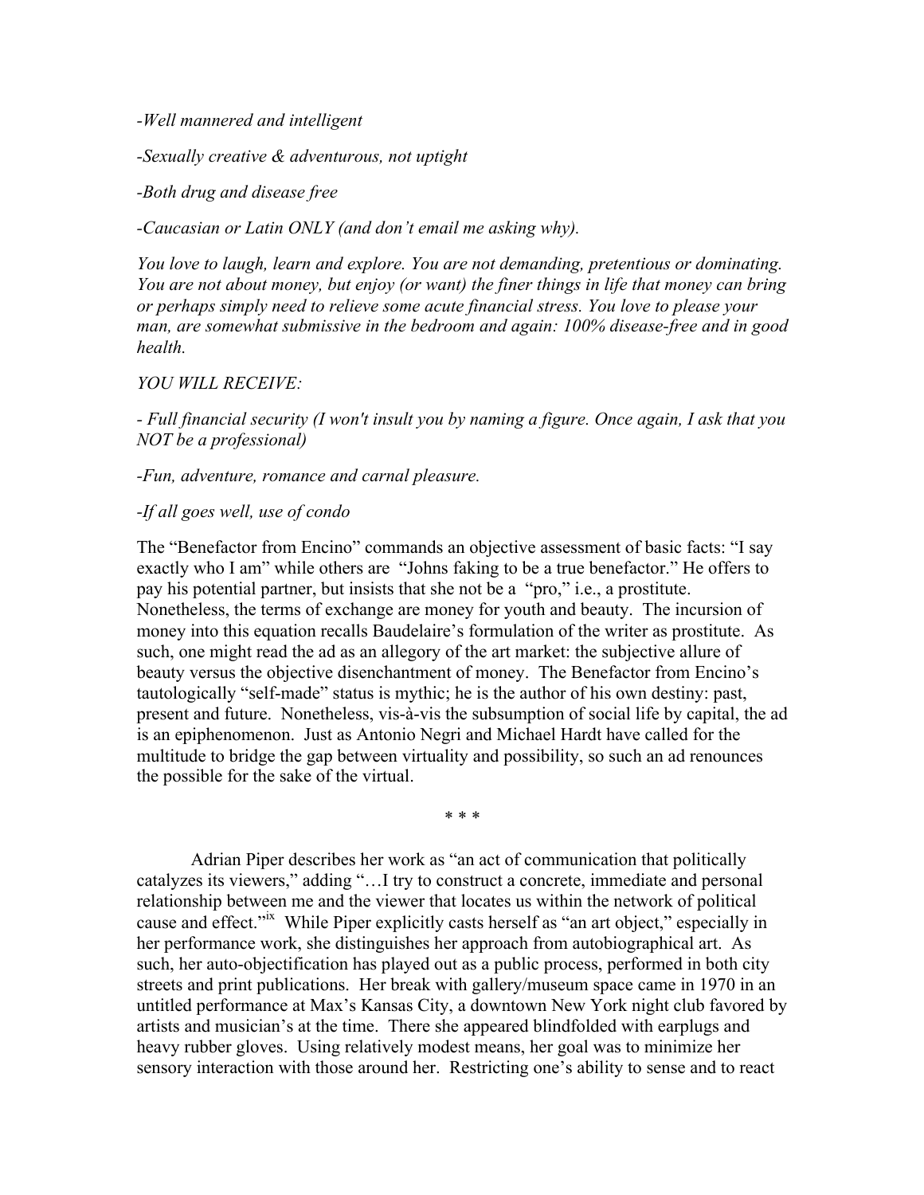*-Well mannered and intelligent*

*-Sexually creative & adventurous, not uptight*

*-Both drug and disease free*

*-Caucasian or Latin ONLY (and don't email me asking why).*

*You love to laugh, learn and explore. You are not demanding, pretentious or dominating. You are not about money, but enjoy (or want) the finer things in life that money can bring or perhaps simply need to relieve some acute financial stress. You love to please your man, are somewhat submissive in the bedroom and again: 100% disease-free and in good health.*

*YOU WILL RECEIVE:*

*- Full financial security (I won't insult you by naming a figure. Once again, I ask that you NOT be a professional)*

*-Fun, adventure, romance and carnal pleasure.*

*-If all goes well, use of condo*

The "Benefactor from Encino" commands an objective assessment of basic facts: "I say exactly who I am" while others are "Johns faking to be a true benefactor." He offers to pay his potential partner, but insists that she not be a "pro," i.e., a prostitute. Nonetheless, the terms of exchange are money for youth and beauty. The incursion of money into this equation recalls Baudelaire's formulation of the writer as prostitute. As such, one might read the ad as an allegory of the art market: the subjective allure of beauty versus the objective disenchantment of money. The Benefactor from Encino's tautologically "self-made" status is mythic; he is the author of his own destiny: past, present and future. Nonetheless, vis-à-vis the subsumption of social life by capital, the ad is an epiphenomenon. Just as Antonio Negri and Michael Hardt have called for the multitude to bridge the gap between virtuality and possibility, so such an ad renounces the possible for the sake of the virtual.

\* \* \*

Adrian Piper describes her work as "an act of communication that politically catalyzes its viewers," adding "…I try to construct a concrete, immediate and personal relationship between me and the viewer that locates us within the network of political cause and effect."[ix] While Piper explicitly casts herself as "an art object," especially in her performance work, she distinguishes her approach from autobiographical art. As such, her auto-objectification has played out as a public process, performed in both city streets and print publications. Her break with gallery/museum space came in 1970 in an untitled performance at Max's Kansas City, a downtown New York night club favored by artists and musician's at the time. There she appeared blindfolded with earplugs and heavy rubber gloves. Using relatively modest means, her goal was to minimize her sensory interaction with those around her. Restricting one's ability to sense and to react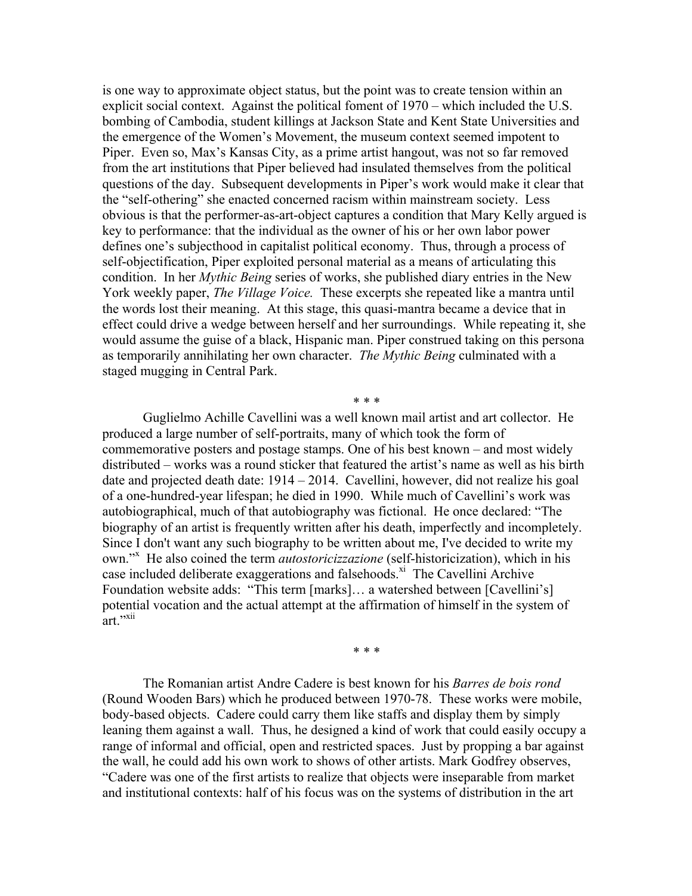is one way to approximate object status, but the point was to create tension within an explicit social context. Against the political foment of 1970 – which included the U.S. bombing of Cambodia, student killings at Jackson State and Kent State Universities and the emergence of the Women's Movement, the museum context seemed impotent to Piper. Even so, Max's Kansas City, as a prime artist hangout, was not so far removed from the art institutions that Piper believed had insulated themselves from the political questions of the day. Subsequent developments in Piper's work would make it clear that the "self-othering" she enacted concerned racism within mainstream society. Less obvious is that the performer-as-art-object captures a condition that Mary Kelly argued is key to performance: that the individual as the owner of his or her own labor power defines one's subjecthood in capitalist political economy. Thus, through a process of self-objectification, Piper exploited personal material as a means of articulating this condition. In her *Mythic Being* series of works, she published diary entries in the New York weekly paper, *The Village Voice.* These excerpts she repeated like a mantra until the words lost their meaning. At this stage, this quasi-mantra became a device that in effect could drive a wedge between herself and her surroundings. While repeating it, she would assume the guise of a black, Hispanic man. Piper construed taking on this persona as temporarily annihilating her own character. *The Mythic Being* culminated with a staged mugging in Central Park.

\* \* \*

Guglielmo Achille Cavellini was a well known mail artist and art collector. He produced a large number of self-portraits, many of which took the form of commemorative posters and postage stamps. One of his best known – and most widely distributed – works was a round sticker that featured the artist's name as well as his birth date and projected death date: 1914 – 2014. Cavellini, however, did not realize his goal of a one-hundred-year lifespan; he died in 1990. While much of Cavellini's work was autobiographical, much of that autobiography was fictional. He once declared: "The biography of an artist is frequently written after his death, imperfectly and incompletely. Since I don't want any such biography to be written about me, I've decided to write my own."[x] He also coined the term *autostoricizzazione* (self-historicization), which in his case included deliberate exaggerations and falsehoods.[xi] The Cavellini Archive Foundation website adds: "This term [marks]… a watershed between [Cavellini's] potential vocation and the actual attempt at the affirmation of himself in the system of art."[xii]

\* \* \*

The Romanian artist Andre Cadere is best known for his *Barres de bois rond* (Round Wooden Bars) which he produced between 1970-78. These works were mobile, body-based objects. Cadere could carry them like staffs and display them by simply leaning them against a wall. Thus, he designed a kind of work that could easily occupy a range of informal and official, open and restricted spaces. Just by propping a bar against the wall, he could add his own work to shows of other artists. Mark Godfrey observes, "Cadere was one of the first artists to realize that objects were inseparable from market and institutional contexts: half of his focus was on the systems of distribution in the art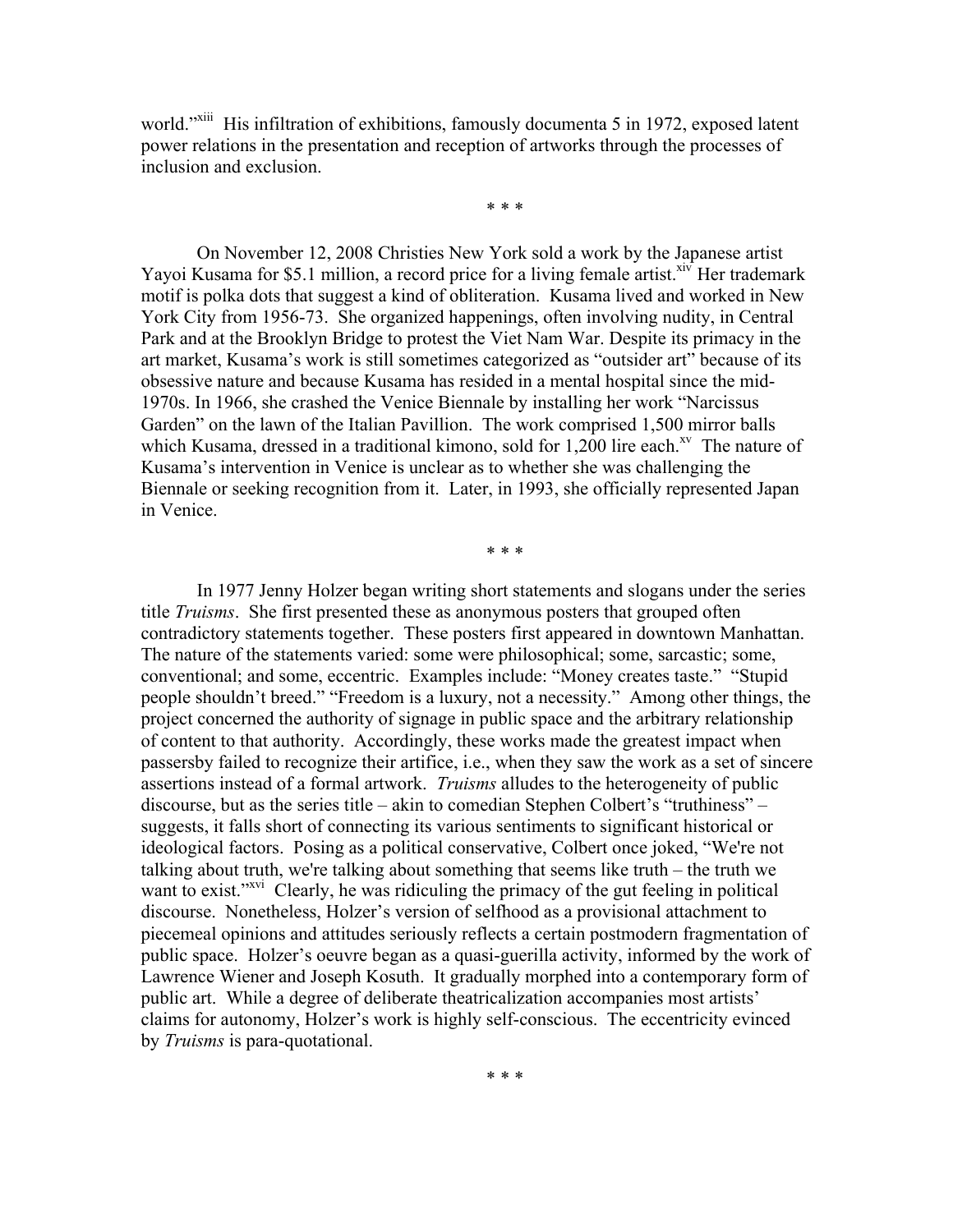world."[xiii] His infiltration of exhibitions, famously documenta 5 in 1972, exposed latent power relations in the presentation and reception of artworks through the processes of inclusion and exclusion.

* * *

On November 12, 2008 Christies New York sold a work by the Japanese artist Yayoi Kusama for $5.1 million, a record price for a living female artist.[xiv] Her trademark motif is polka dots that suggest a kind of obliteration. Kusama lived and worked in New York City from 1956-73. She organized happenings, often involving nudity, in Central Park and at the Brooklyn Bridge to protest the Viet Nam War. Despite its primacy in the art market, Kusama's work is still sometimes categorized as "outsider art" because of its obsessive nature and because Kusama has resided in a mental hospital since the mid-1970s. In 1966, she crashed the Venice Biennale by installing her work "Narcissus Garden" on the lawn of the Italian Pavillion. The work comprised 1,500 mirror balls which Kusama, dressed in a traditional kimono, sold for 1,200 lire each.[xv] The nature of Kusama's intervention in Venice is unclear as to whether she was challenging the Biennale or seeking recognition from it. Later, in 1993, she officially represented Japan in Venice.

* * *

In 1977 Jenny Holzer began writing short statements and slogans under the series title *Truisms*. She first presented these as anonymous posters that grouped often contradictory statements together. These posters first appeared in downtown Manhattan. The nature of the statements varied: some were philosophical; some, sarcastic; some, conventional; and some, eccentric. Examples include: "Money creates taste." "Stupid people shouldn't breed." "Freedom is a luxury, not a necessity." Among other things, the project concerned the authority of signage in public space and the arbitrary relationship of content to that authority. Accordingly, these works made the greatest impact when passersby failed to recognize their artifice, i.e., when they saw the work as a set of sincere assertions instead of a formal artwork. *Truisms* alludes to the heterogeneity of public discourse, but as the series title – akin to comedian Stephen Colbert's "truthiness" – suggests, it falls short of connecting its various sentiments to significant historical or ideological factors. Posing as a political conservative, Colbert once joked, "We're not talking about truth, we're talking about something that seems like truth – the truth we want to exist."[xvi] Clearly, he was ridiculing the primacy of the gut feeling in political discourse. Nonetheless, Holzer's version of selfhood as a provisional attachment to piecemeal opinions and attitudes seriously reflects a certain postmodern fragmentation of public space. Holzer's oeuvre began as a quasi-guerilla activity, informed by the work of Lawrence Wiener and Joseph Kosuth. It gradually morphed into a contemporary form of public art. While a degree of deliberate theatricalization accompanies most artists' claims for autonomy, Holzer's work is highly self-conscious. The eccentricity evinced by *Truisms* is para-quotational.

* * *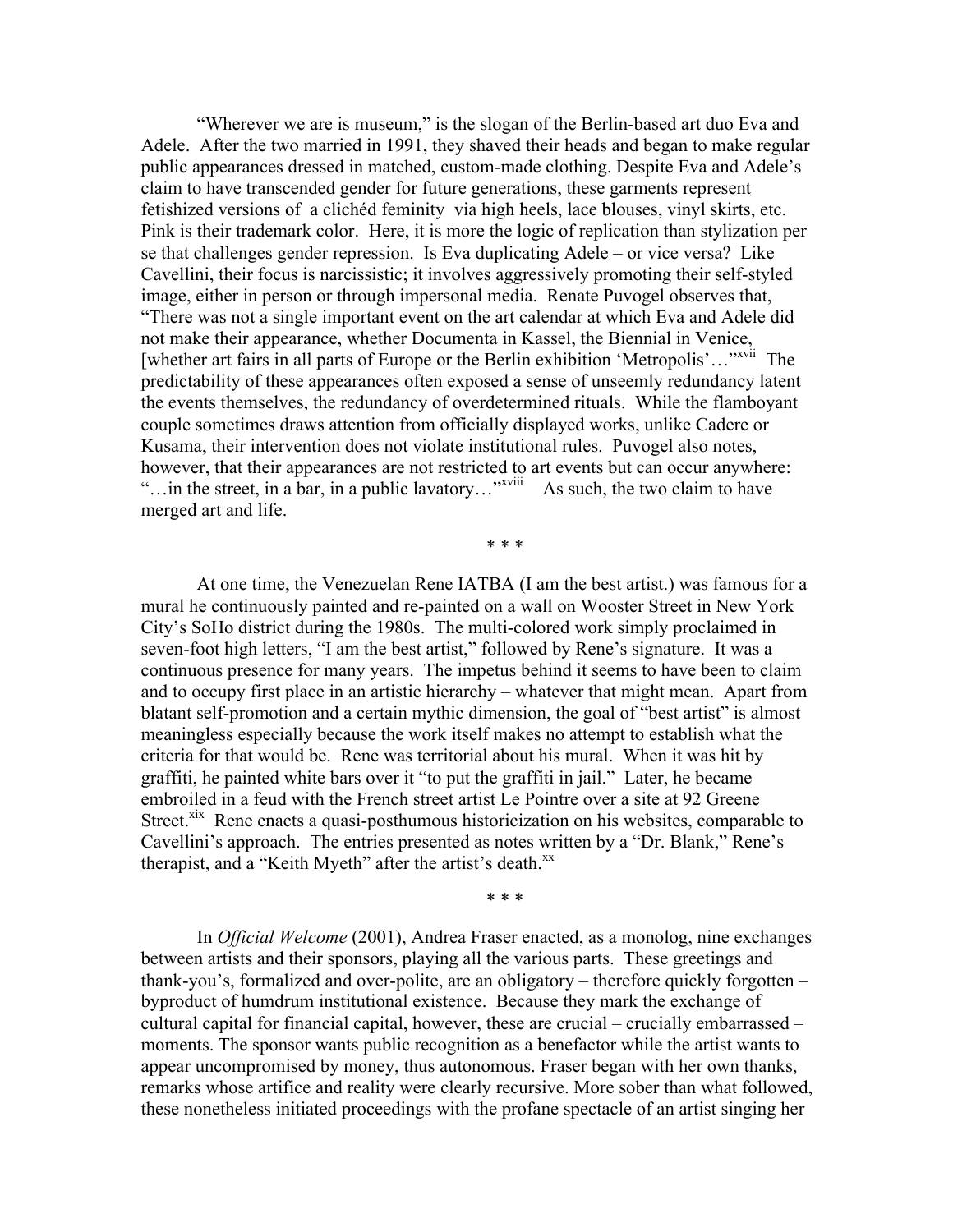"Wherever we are is museum," is the slogan of the Berlin-based art duo Eva and Adele. After the two married in 1991, they shaved their heads and began to make regular public appearances dressed in matched, custom-made clothing. Despite Eva and Adele's claim to have transcended gender for future generations, these garments represent fetishized versions of a clichéd feminity via high heels, lace blouses, vinyl skirts, etc. Pink is their trademark color. Here, it is more the logic of replication than stylization per se that challenges gender repression. Is Eva duplicating Adele – or vice versa? Like Cavellini, their focus is narcissistic; it involves aggressively promoting their self-styled image, either in person or through impersonal media. Renate Puvogel observes that, "There was not a single important event on the art calendar at which Eva and Adele did not make their appearance, whether Documenta in Kassel, the Biennial in Venice, [whether art fairs in all parts of Europe or the Berlin exhibition 'Metropolis'…"[xvii] The predictability of these appearances often exposed a sense of unseemly redundancy latent the events themselves, the redundancy of overdetermined rituals. While the flamboyant couple sometimes draws attention from officially displayed works, unlike Cadere or Kusama, their intervention does not violate institutional rules. Puvogel also notes, however, that their appearances are not restricted to art events but can occur anywhere: "…in the street, in a bar, in a public lavatory…"[xviii] As such, the two claim to have merged art and life.

\* \* \*

At one time, the Venezuelan Rene IATBA (I am the best artist.) was famous for a mural he continuously painted and re-painted on a wall on Wooster Street in New York City's SoHo district during the 1980s. The multi-colored work simply proclaimed in seven-foot high letters, "I am the best artist," followed by Rene's signature. It was a continuous presence for many years. The impetus behind it seems to have been to claim and to occupy first place in an artistic hierarchy – whatever that might mean. Apart from blatant self-promotion and a certain mythic dimension, the goal of "best artist" is almost meaningless especially because the work itself makes no attempt to establish what the criteria for that would be. Rene was territorial about his mural. When it was hit by graffiti, he painted white bars over it "to put the graffiti in jail." Later, he became embroiled in a feud with the French street artist Le Pointre over a site at 92 Greene Street.[xix] Rene enacts a quasi-posthumous historicization on his websites, comparable to Cavellini's approach. The entries presented as notes written by a "Dr. Blank," Rene's therapist, and a "Keith Myeth" after the artist's death.[xx]

\* \* \*

In *Official Welcome* (2001), Andrea Fraser enacted, as a monolog, nine exchanges between artists and their sponsors, playing all the various parts. These greetings and thank-you's, formalized and over-polite, are an obligatory – therefore quickly forgotten – byproduct of humdrum institutional existence. Because they mark the exchange of cultural capital for financial capital, however, these are crucial – crucially embarrassed – moments. The sponsor wants public recognition as a benefactor while the artist wants to appear uncompromised by money, thus autonomous. Fraser began with her own thanks, remarks whose artifice and reality were clearly recursive. More sober than what followed, these nonetheless initiated proceedings with the profane spectacle of an artist singing her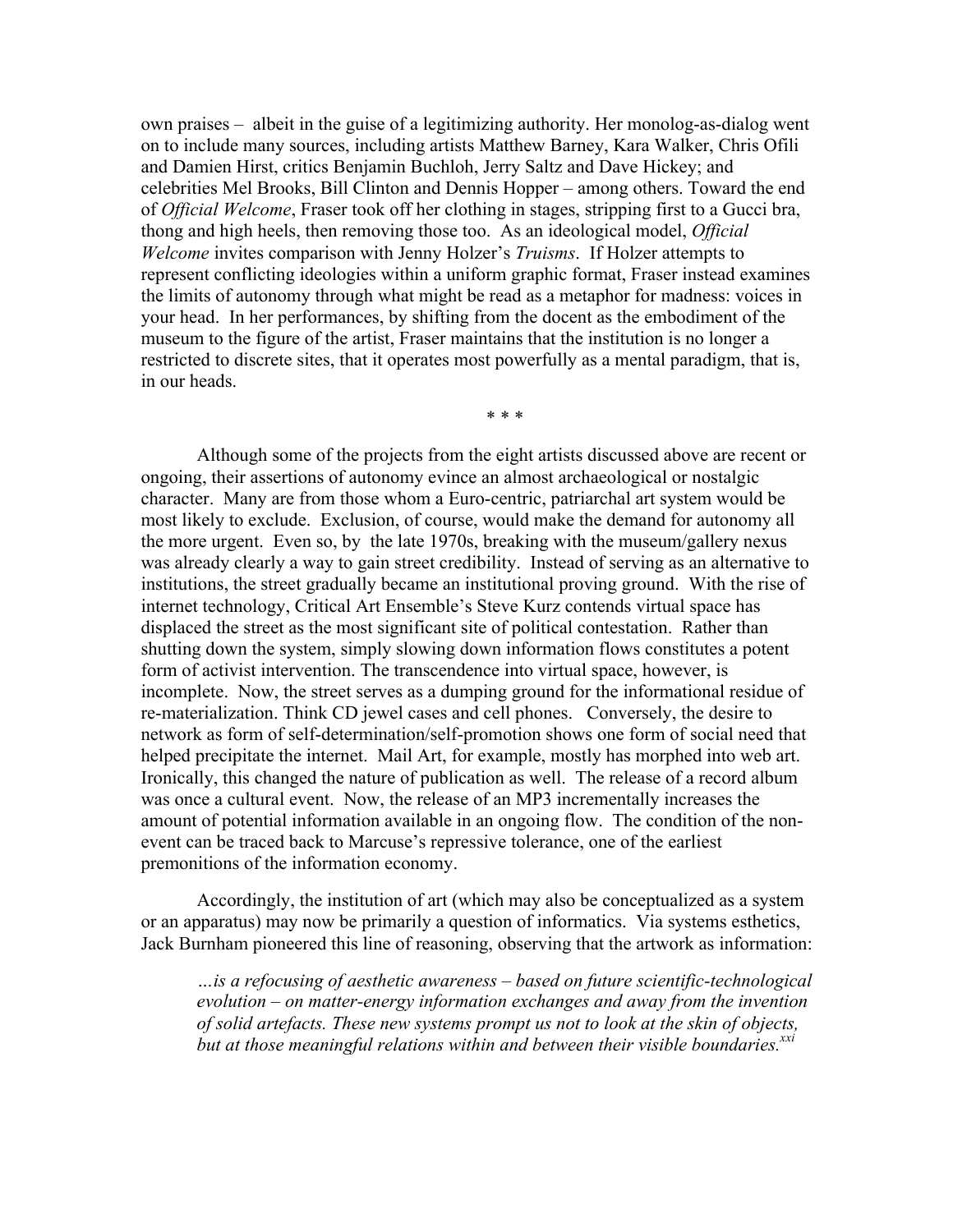own praises – albeit in the guise of a legitimizing authority. Her monolog-as-dialog went on to include many sources, including artists Matthew Barney, Kara Walker, Chris Ofili and Damien Hirst, critics Benjamin Buchloh, Jerry Saltz and Dave Hickey; and celebrities Mel Brooks, Bill Clinton and Dennis Hopper – among others. Toward the end of *Official Welcome*, Fraser took off her clothing in stages, stripping first to a Gucci bra, thong and high heels, then removing those too. As an ideological model, *Official Welcome* invites comparison with Jenny Holzer's *Truisms*. If Holzer attempts to represent conflicting ideologies within a uniform graphic format, Fraser instead examines the limits of autonomy through what might be read as a metaphor for madness: voices in your head. In her performances, by shifting from the docent as the embodiment of the museum to the figure of the artist, Fraser maintains that the institution is no longer a restricted to discrete sites, that it operates most powerfully as a mental paradigm, that is, in our heads.

\* \* \*

Although some of the projects from the eight artists discussed above are recent or ongoing, their assertions of autonomy evince an almost archaeological or nostalgic character. Many are from those whom a Euro-centric, patriarchal art system would be most likely to exclude. Exclusion, of course, would make the demand for autonomy all the more urgent. Even so, by the late 1970s, breaking with the museum/gallery nexus was already clearly a way to gain street credibility. Instead of serving as an alternative to institutions, the street gradually became an institutional proving ground. With the rise of internet technology, Critical Art Ensemble's Steve Kurz contends virtual space has displaced the street as the most significant site of political contestation. Rather than shutting down the system, simply slowing down information flows constitutes a potent form of activist intervention. The transcendence into virtual space, however, is incomplete. Now, the street serves as a dumping ground for the informational residue of re-materialization. Think CD jewel cases and cell phones. Conversely, the desire to network as form of self-determination/self-promotion shows one form of social need that helped precipitate the internet. Mail Art, for example, mostly has morphed into web art. Ironically, this changed the nature of publication as well. The release of a record album was once a cultural event. Now, the release of an MP3 incrementally increases the amount of potential information available in an ongoing flow. The condition of the non-event can be traced back to Marcuse's repressive tolerance, one of the earliest premonitions of the information economy.

Accordingly, the institution of art (which may also be conceptualized as a system or an apparatus) may now be primarily a question of informatics. Via systems esthetics, Jack Burnham pioneered this line of reasoning, observing that the artwork as information:

> *…is a refocusing of aesthetic awareness – based on future scientific-technological evolution – on matter-energy information exchanges and away from the invention of solid artefacts. These new systems prompt us not to look at the skin of objects, but at those meaningful relations within and between their visible boundaries.*[xxi]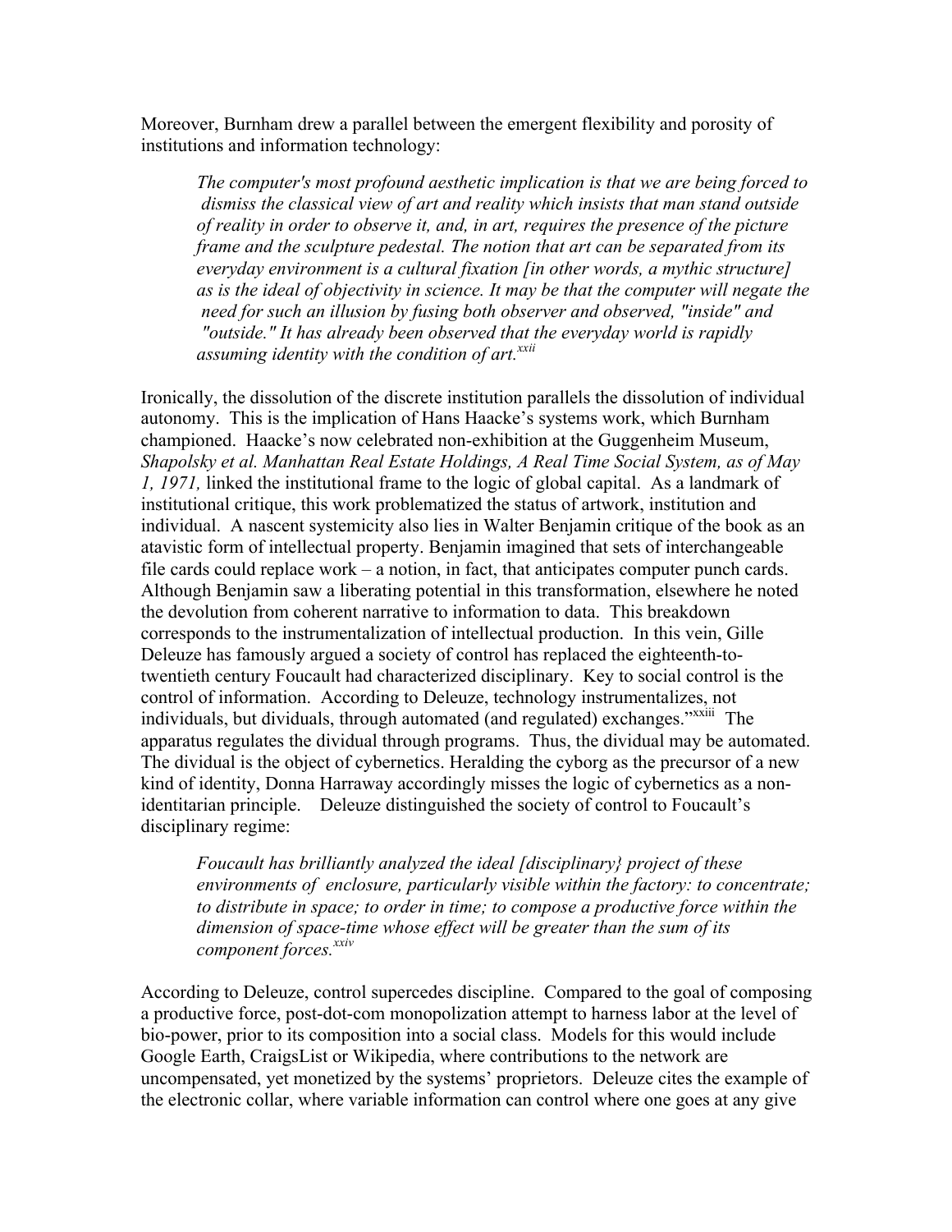Moreover, Burnham drew a parallel between the emergent flexibility and porosity of institutions and information technology:

> *The computer's most profound aesthetic implication is that we are being forced to dismiss the classical view of art and reality which insists that man stand outside of reality in order to observe it, and, in art, requires the presence of the picture frame and the sculpture pedestal. The notion that art can be separated from its everyday environment is a cultural fixation [in other words, a mythic structure] as is the ideal of objectivity in science. It may be that the computer will negate the need for such an illusion by fusing both observer and observed, "inside" and "outside." It has already been observed that the everyday world is rapidly assuming identity with the condition of art.*[xxii]

Ironically, the dissolution of the discrete institution parallels the dissolution of individual autonomy. This is the implication of Hans Haacke's systems work, which Burnham championed. Haacke's now celebrated non-exhibition at the Guggenheim Museum, *Shapolsky et al. Manhattan Real Estate Holdings, A Real Time Social System, as of May 1, 1971,* linked the institutional frame to the logic of global capital. As a landmark of institutional critique, this work problematized the status of artwork, institution and individual. A nascent systemicity also lies in Walter Benjamin critique of the book as an atavistic form of intellectual property. Benjamin imagined that sets of interchangeable file cards could replace work – a notion, in fact, that anticipates computer punch cards. Although Benjamin saw a liberating potential in this transformation, elsewhere he noted the devolution from coherent narrative to information to data. This breakdown corresponds to the instrumentalization of intellectual production. In this vein, Gille Deleuze has famously argued a society of control has replaced the eighteenth-to-twentieth century Foucault had characterized disciplinary. Key to social control is the control of information. According to Deleuze, technology instrumentalizes, not individuals, but dividuals, through automated (and regulated) exchanges."[xxiii] The apparatus regulates the dividual through programs. Thus, the dividual may be automated. The dividual is the object of cybernetics. Heralding the cyborg as the precursor of a new kind of identity, Donna Harraway accordingly misses the logic of cybernetics as a non-identitarian principle. Deleuze distinguished the society of control to Foucault's disciplinary regime:

> *Foucault has brilliantly analyzed the ideal [disciplinary} project of these environments of enclosure, particularly visible within the factory: to concentrate; to distribute in space; to order in time; to compose a productive force within the dimension of space-time whose effect will be greater than the sum of its component forces.*[xxiv]

According to Deleuze, control supercedes discipline. Compared to the goal of composing a productive force, post-dot-com monopolization attempt to harness labor at the level of bio-power, prior to its composition into a social class. Models for this would include Google Earth, CraigsList or Wikipedia, where contributions to the network are uncompensated, yet monetized by the systems' proprietors. Deleuze cites the example of the electronic collar, where variable information can control where one goes at any give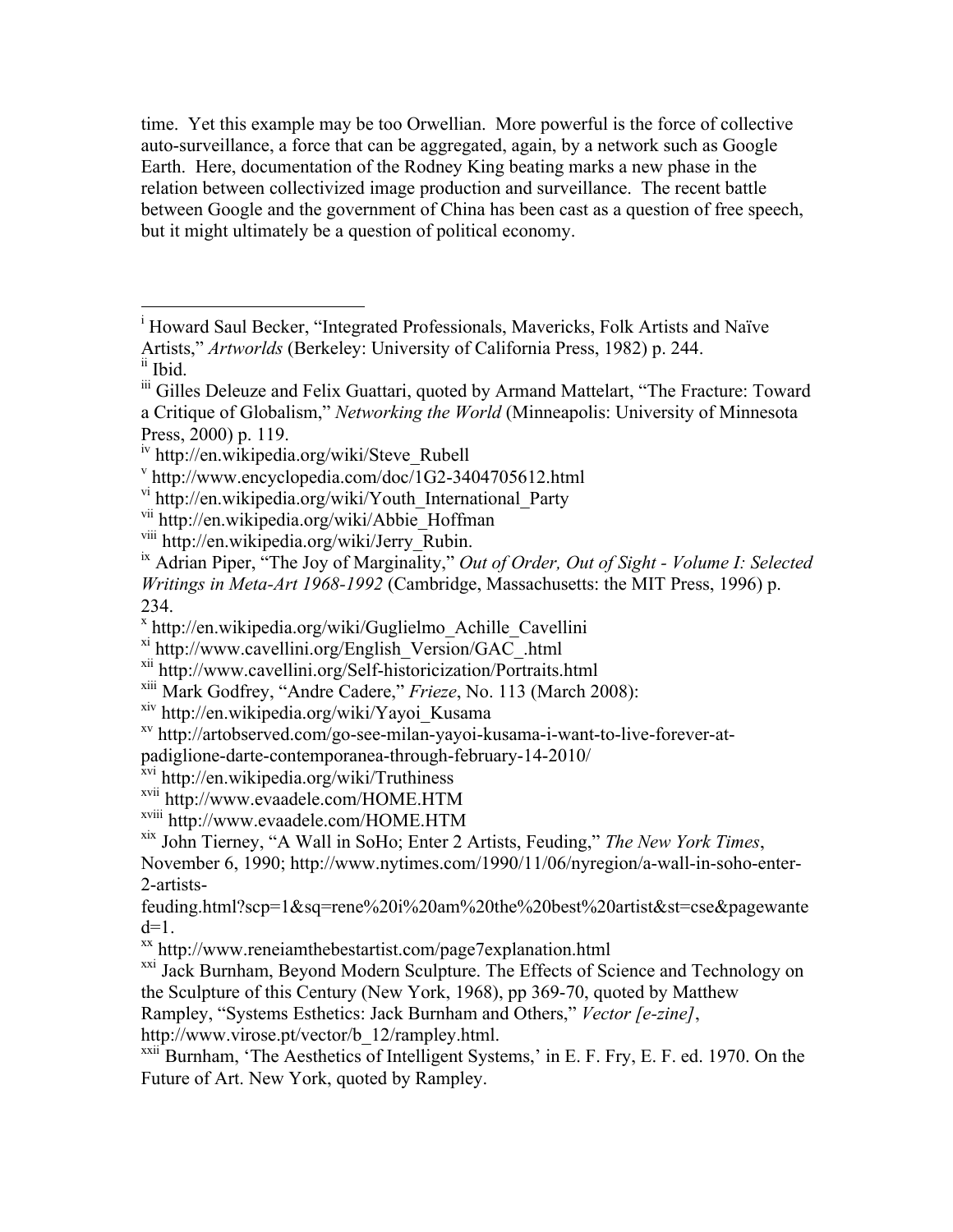time. Yet this example may be too Orwellian. More powerful is the force of collective auto-surveillance, a force that can be aggregated, again, by a network such as Google Earth. Here, documentation of the Rodney King beating marks a new phase in the relation between collectivized image production and surveillance. The recent battle between Google and the government of China has been cast as a question of free speech, but it might ultimately be a question of political economy.

---

[i] Howard Saul Becker, "Integrated Professionals, Mavericks, Folk Artists and Naïve Artists," *Artworlds* (Berkeley: University of California Press, 1982) p. 244.

[ii] Ibid.

[iii] Gilles Deleuze and Felix Guattari, quoted by Armand Mattelart, "The Fracture: Toward a Critique of Globalism," *Networking the World* (Minneapolis: University of Minnesota Press, 2000) p. 119.

[iv] http://en.wikipedia.org/wiki/Steve_Rubell

[v] http://www.encyclopedia.com/doc/1G2-3404705612.html

[vi] http://en.wikipedia.org/wiki/Youth_International_Party

[vii] http://en.wikipedia.org/wiki/Abbie_Hoffman

[viii] http://en.wikipedia.org/wiki/Jerry_Rubin.

[ix] Adrian Piper, "The Joy of Marginality," *Out of Order, Out of Sight - Volume I: Selected Writings in Meta-Art 1968-1992* (Cambridge, Massachusetts: the MIT Press, 1996) p. 234.

[x] http://en.wikipedia.org/wiki/Guglielmo_Achille_Cavellini

[xi] http://www.cavellini.org/English_Version/GAC_.html

[xii] http://www.cavellini.org/Self-historicization/Portraits.html

[xiii] Mark Godfrey, "Andre Cadere," *Frieze*, No. 113 (March 2008):

[xiv] http://en.wikipedia.org/wiki/Yayoi_Kusama

[xv] http://artobserved.com/go-see-milan-yayoi-kusama-i-want-to-live-forever-at-padiglione-darte-contemporanea-through-february-14-2010/

[xvi] http://en.wikipedia.org/wiki/Truthiness

[xvii] http://www.evaadele.com/HOME.HTM

[xviii] http://www.evaadele.com/HOME.HTM

[xix] John Tierney, "A Wall in SoHo; Enter 2 Artists, Feuding," *The New York Times*, November 6, 1990; http://www.nytimes.com/1990/11/06/nyregion/a-wall-in-soho-enter-2-artists-feuding.html?scp=1&sq=rene%20i%20am%20the%20best%20artist&st=cse&pagewanted=1.

[xx] http://www.reneiamthebestartist.com/page7explanation.html

[xxi] Jack Burnham, Beyond Modern Sculpture. The Effects of Science and Technology on the Sculpture of this Century (New York, 1968), pp 369-70, quoted by Matthew Rampley, "Systems Esthetics: Jack Burnham and Others," *Vector [e-zine]*, http://www.virose.pt/vector/b_12/rampley.html.

[xxii] Burnham, 'The Aesthetics of Intelligent Systems,' in E. F. Fry, E. F. ed. 1970. On the Future of Art. New York, quoted by Rampley.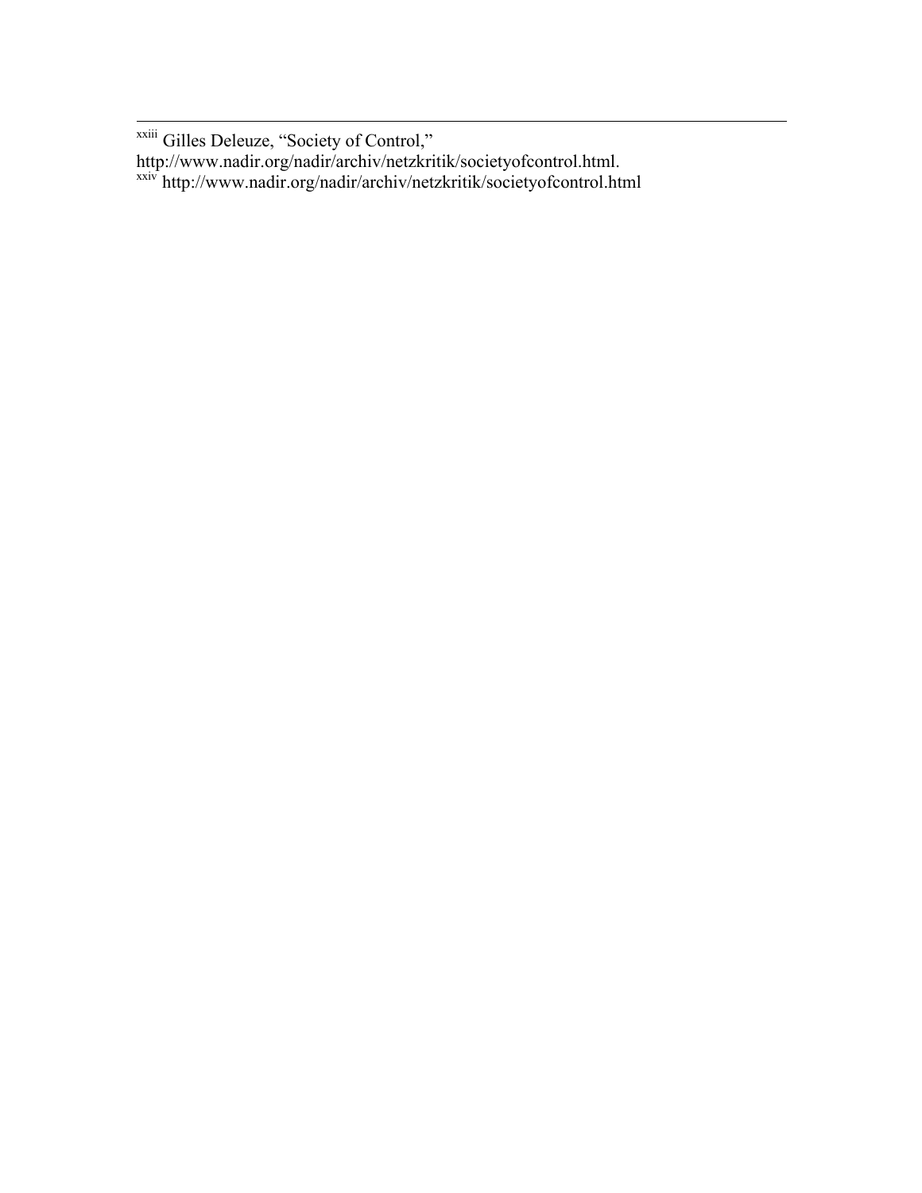---

[xxiii] Gilles Deleuze, “Society of Control,” http://www.nadir.org/nadir/archiv/netzkritik/societyofcontrol.html.

[xxiv] http://www.nadir.org/nadir/archiv/netzkritik/societyofcontrol.html